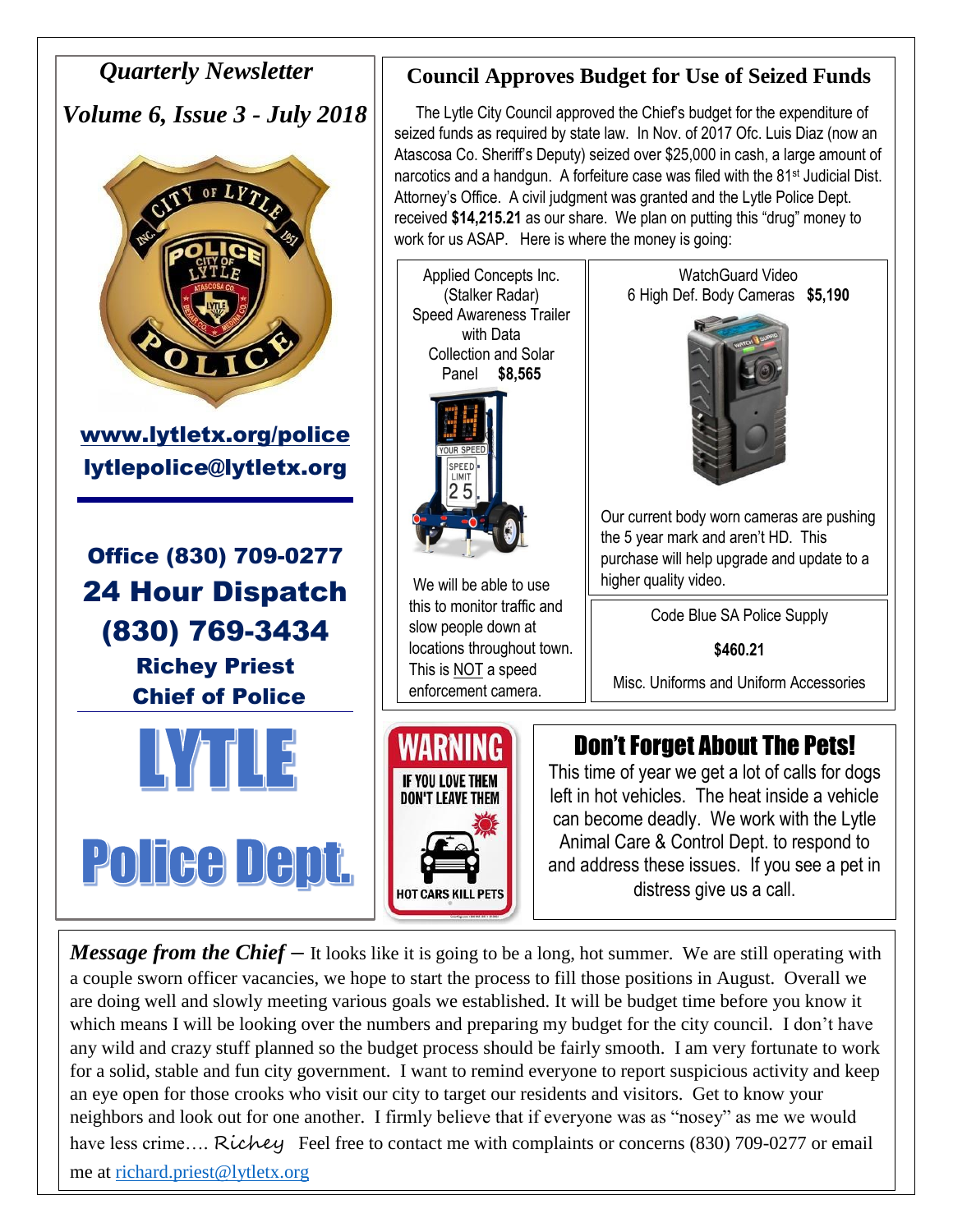*Quarterly Newsletter*

*Volume 6, Issue 3 - July 2018*

**www.lytletx.org/police**

**lytlepolice@lytletx.org**

**Office (830) 709-0277**

**24 Hour Dispatch (830) 769-3434**

**Richey Priest**
**Chief of Police**

# LYTLE Police Dept.

## Council Approves Budget for Use of Seized Funds

The Lytle City Council approved the Chief's budget for the expenditure of seized funds as required by state law. In Nov. of 2017 Ofc. Luis Diaz (now an Atascosa Co. Sheriff's Deputy) seized over $25,000 in cash, a large amount of narcotics and a handgun. A forfeiture case was filed with the 81st Judicial Dist. Attorney's Office. A civil judgment was granted and the Lytle Police Dept. received **$14,215.21** as our share. We plan on putting this "drug" money to work for us ASAP. Here is where the money is going:

Applied Concepts Inc. (Stalker Radar) Speed Awareness Trailer with Data Collection and Solar Panel **$8,565**

We will be able to use this to monitor traffic and slow people down at locations throughout town. This is NOT a speed enforcement camera.

WatchGuard Video 6 High Def. Body Cameras **$5,190**

Our current body worn cameras are pushing the 5 year mark and aren't HD. This purchase will help upgrade and update to a higher quality video.

Code Blue SA Police Supply

**$460.21**

Misc. Uniforms and Uniform Accessories

WARNING — IF YOU LOVE THEM DON'T LEAVE THEM — HOT CARS KILL PETS

## Don't Forget About The Pets!

This time of year we get a lot of calls for dogs left in hot vehicles. The heat inside a vehicle can become deadly. We work with the Lytle Animal Care & Control Dept. to respond to and address these issues. If you see a pet in distress give us a call.

***Message from the Chief*** – It looks like it is going to be a long, hot summer. We are still operating with a couple sworn officer vacancies, we hope to start the process to fill those positions in August. Overall we are doing well and slowly meeting various goals we established. It will be budget time before you know it which means I will be looking over the numbers and preparing my budget for the city council. I don't have any wild and crazy stuff planned so the budget process should be fairly smooth. I am very fortunate to work for a solid, stable and fun city government. I want to remind everyone to report suspicious activity and keep an eye open for those crooks who visit our city to target our residents and visitors. Get to know your neighbors and look out for one another. I firmly believe that if everyone was as "nosey" as me we would have less crime…. Richey Feel free to contact me with complaints or concerns (830) 709-0277 or email me at richard.priest@lytletx.org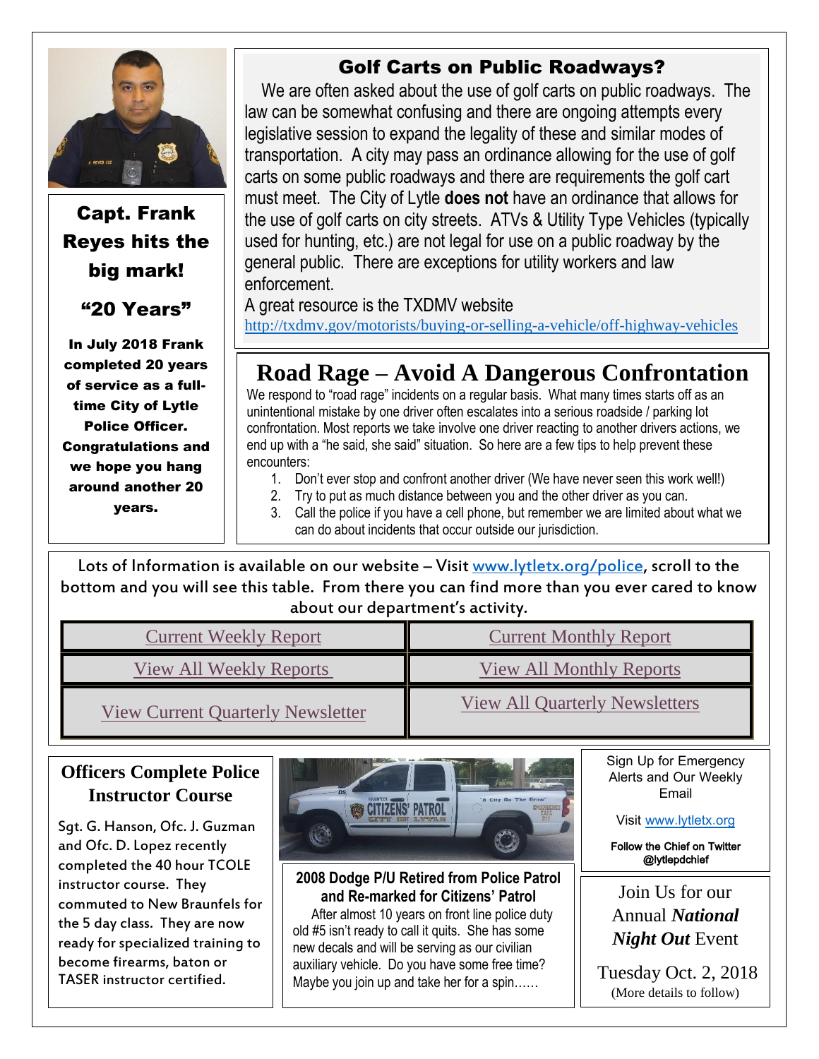## Capt. Frank Reyes hits the big mark!

### "20 Years"

**In July 2018 Frank completed 20 years of service as a full-time City of Lytle Police Officer. Congratulations and we hope you hang around another 20 years.**

## Golf Carts on Public Roadways?

We are often asked about the use of golf carts on public roadways. The law can be somewhat confusing and there are ongoing attempts every legislative session to expand the legality of these and similar modes of transportation. A city may pass an ordinance allowing for the use of golf carts on some public roadways and there are requirements the golf cart must meet. The City of Lytle **does not** have an ordinance that allows for the use of golf carts on city streets. ATVs & Utility Type Vehicles (typically used for hunting, etc.) are not legal for use on a public roadway by the general public. There are exceptions for utility workers and law enforcement.

A great resource is the TXDMV website
http://txdmv.gov/motorists/buying-or-selling-a-vehicle/off-highway-vehicles

## Road Rage – Avoid A Dangerous Confrontation

We respond to "road rage" incidents on a regular basis. What many times starts off as an unintentional mistake by one driver often escalates into a serious roadside / parking lot confrontation. Most reports we take involve one driver reacting to another drivers actions, we end up with a "he said, she said" situation. So here are a few tips to help prevent these encounters:

1. Don't ever stop and confront another driver (We have never seen this work well!)
2. Try to put as much distance between you and the other driver as you can.
3. Call the police if you have a cell phone, but remember we are limited about what we can do about incidents that occur outside our jurisdiction.

Lots of Information is available on our website – Visit www.lytletx.org/police, scroll to the bottom and you will see this table. From there you can find more than you ever cared to know about our department's activity.

| | |
|---|---|
| Current Weekly Report | Current Monthly Report |
| View All Weekly Reports | View All Monthly Reports |
| View Current Quarterly Newsletter | View All Quarterly Newsletters |

## Officers Complete Police Instructor Course

Sgt. G. Hanson, Ofc. J. Guzman and Ofc. D. Lopez recently completed the 40 hour TCOLE instructor course. They commuted to New Braunfels for the 5 day class. They are now ready for specialized training to become firearms, baton or TASER instructor certified.

**2008 Dodge P/U Retired from Police Patrol and Re-marked for Citizens' Patrol**

After almost 10 years on front line police duty old #5 isn't ready to call it quits. She has some new decals and will be serving as our civilian auxiliary vehicle. Do you have some free time? Maybe you join up and take her for a spin……

Sign Up for Emergency Alerts and Our Weekly Email

Visit www.lytletx.org

**Follow the Chief on Twitter @lytlepdchief**

Join Us for our Annual ***National Night Out*** Event

Tuesday Oct. 2, 2018
(More details to follow)